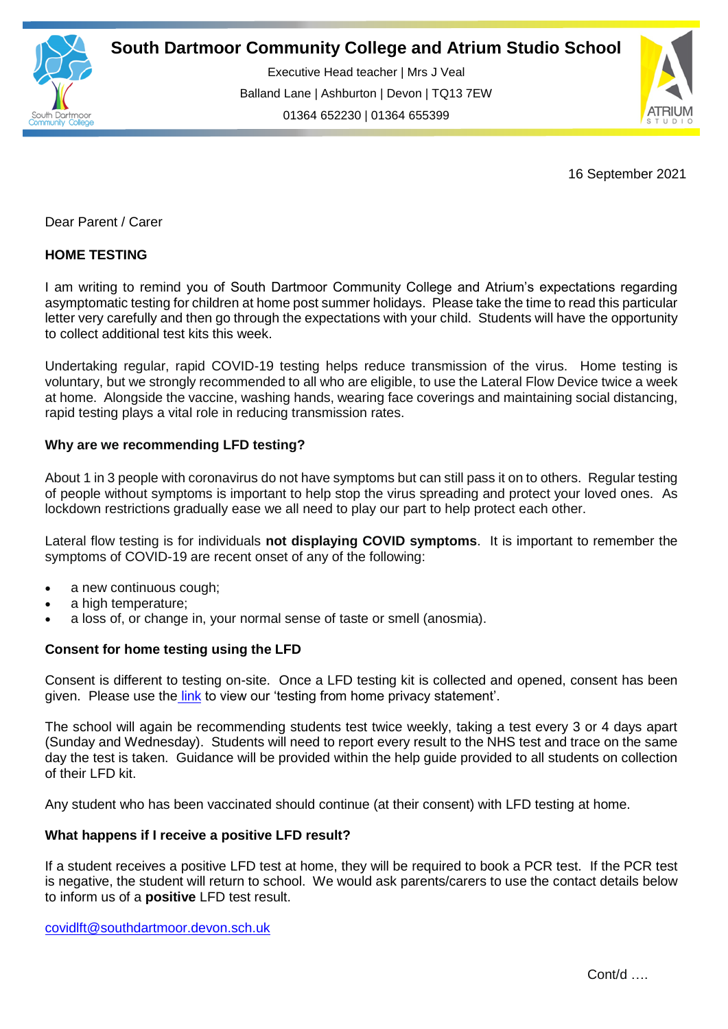# South Dartmoor Community College and Atrium Studio School

Executive Head teacher | Mrs J Veal
Balland Lane | Ashburton | Devon | TQ13 7EW
01364 652230 | 01364 655399

16 September 2021

Dear Parent / Carer

**HOME TESTING**

I am writing to remind you of South Dartmoor Community College and Atrium's expectations regarding asymptomatic testing for children at home post summer holidays. Please take the time to read this particular letter very carefully and then go through the expectations with your child. Students will have the opportunity to collect additional test kits this week.

Undertaking regular, rapid COVID-19 testing helps reduce transmission of the virus. Home testing is voluntary, but we strongly recommended to all who are eligible, to use the Lateral Flow Device twice a week at home. Alongside the vaccine, washing hands, wearing face coverings and maintaining social distancing, rapid testing plays a vital role in reducing transmission rates.

**Why are we recommending LFD testing?**

About 1 in 3 people with coronavirus do not have symptoms but can still pass it on to others. Regular testing of people without symptoms is important to help stop the virus spreading and protect your loved ones. As lockdown restrictions gradually ease we all need to play our part to help protect each other.

Lateral flow testing is for individuals **not displaying COVID symptoms**. It is important to remember the symptoms of COVID-19 are recent onset of any of the following:

- a new continuous cough;
- a high temperature;
- a loss of, or change in, your normal sense of taste or smell (anosmia).

**Consent for home testing using the LFD**

Consent is different to testing on-site. Once a LFD testing kit is collected and opened, consent has been given. Please use the link to view our 'testing from home privacy statement'.

The school will again be recommending students test twice weekly, taking a test every 3 or 4 days apart (Sunday and Wednesday). Students will need to report every result to the NHS test and trace on the same day the test is taken. Guidance will be provided within the help guide provided to all students on collection of their LFD kit.

Any student who has been vaccinated should continue (at their consent) with LFD testing at home.

**What happens if I receive a positive LFD result?**

If a student receives a positive LFD test at home, they will be required to book a PCR test. If the PCR test is negative, the student will return to school. We would ask parents/carers to use the contact details below to inform us of a **positive** LFD test result.

covidlft@southdartmoor.devon.sch.uk

Cont/d ….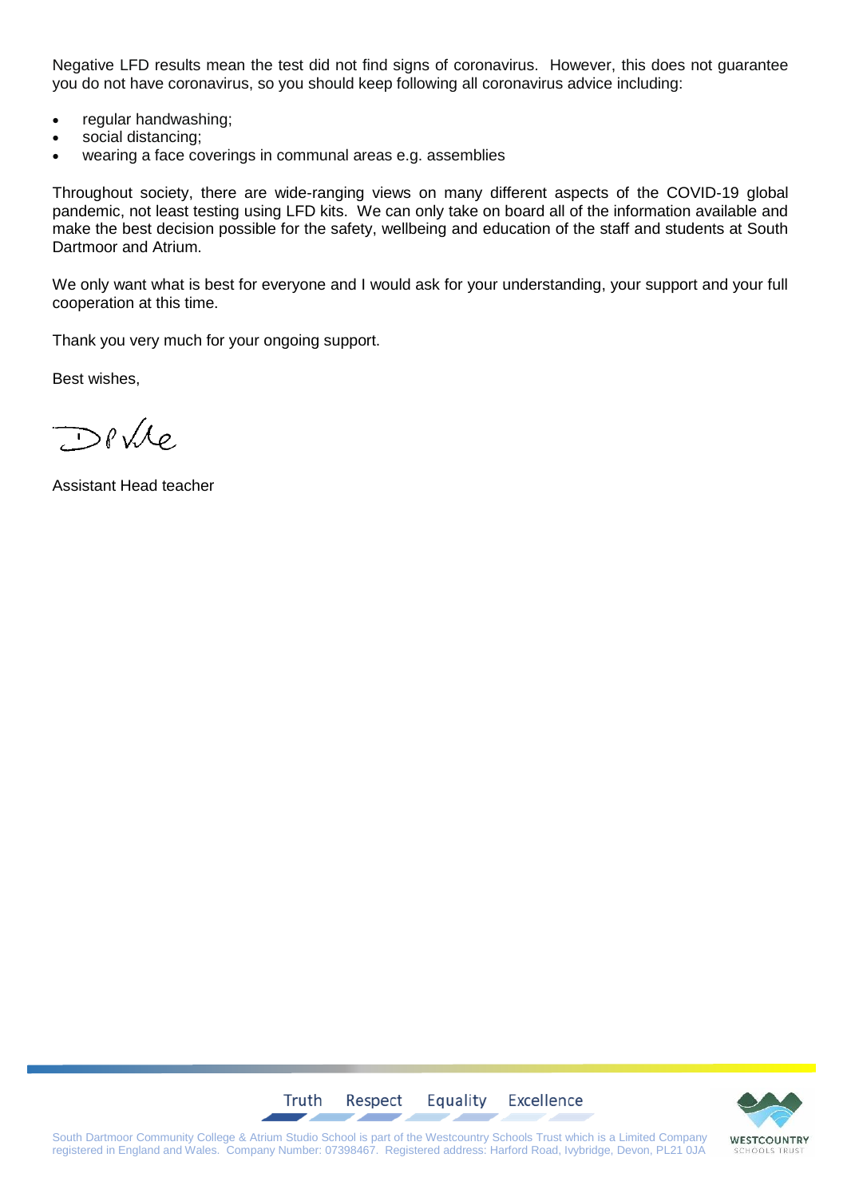Negative LFD results mean the test did not find signs of coronavirus. However, this does not guarantee you do not have coronavirus, so you should keep following all coronavirus advice including:

- regular handwashing;
- social distancing;
- wearing a face coverings in communal areas e.g. assemblies

Throughout society, there are wide-ranging views on many different aspects of the COVID-19 global pandemic, not least testing using LFD kits. We can only take on board all of the information available and make the best decision possible for the safety, wellbeing and education of the staff and students at South Dartmoor and Atrium.

We only want what is best for everyone and I would ask for your understanding, your support and your full cooperation at this time.

Thank you very much for your ongoing support.

Best wishes,

Assistant Head teacher